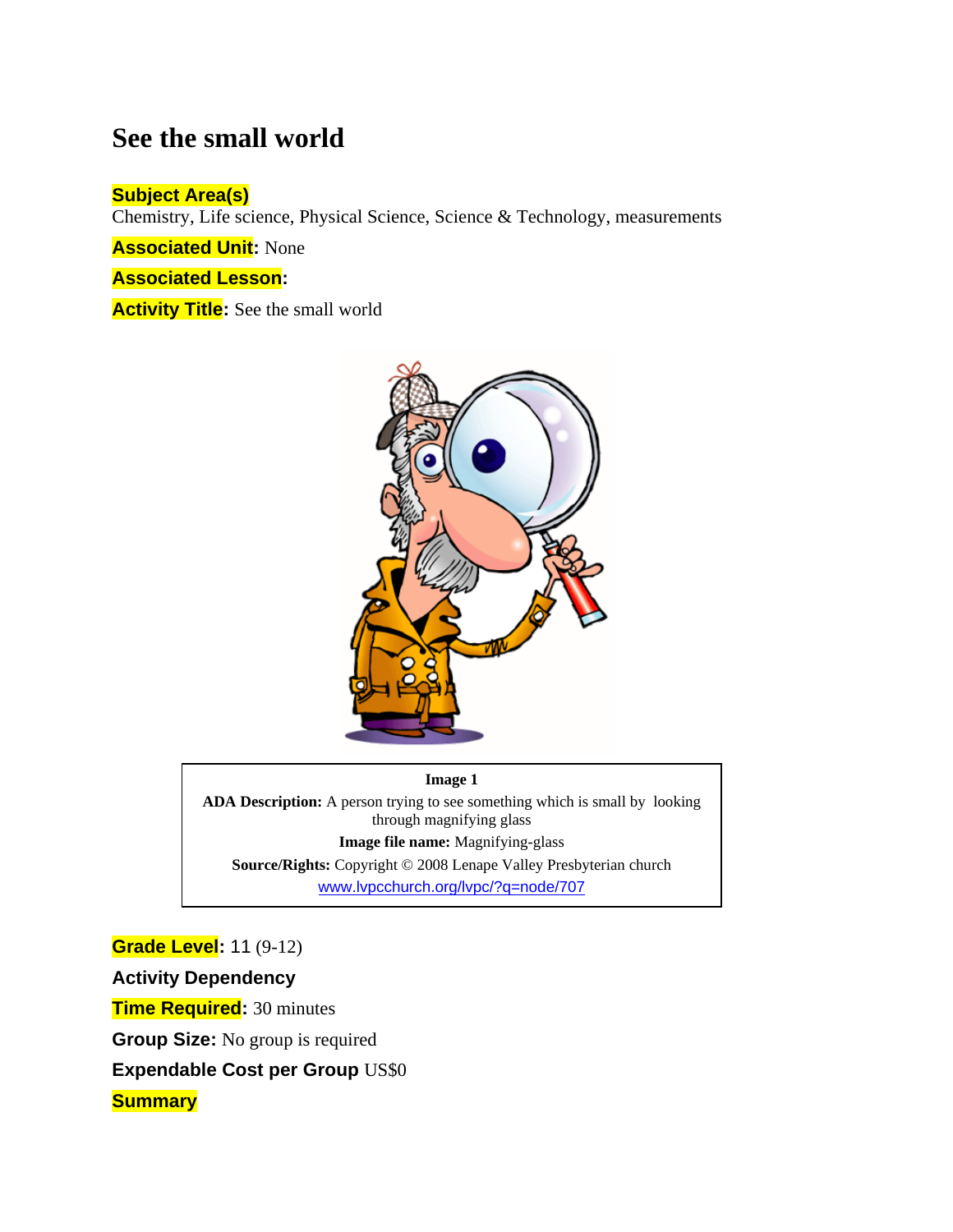# See the small world

**Subject Area(s)**

Chemistry, Life science, Physical Science, Science & Technology, measurements

**Associated Unit:** None

**Associated Lesson:**

**Activity Title:** See the small world

**Image 1**

**ADA Description:** A person trying to see something which is small by looking through magnifying glass

**Image file name:** Magnifying-glass

**Source/Rights:** Copyright © 2008 Lenape Valley Presbyterian church www.lvpcchurch.org/lvpc/?q=node/707

**Grade Level:** 11 (9-12)

**Activity Dependency**

**Time Required:** 30 minutes

**Group Size:** No group is required

**Expendable Cost per Group** US$0

**Summary**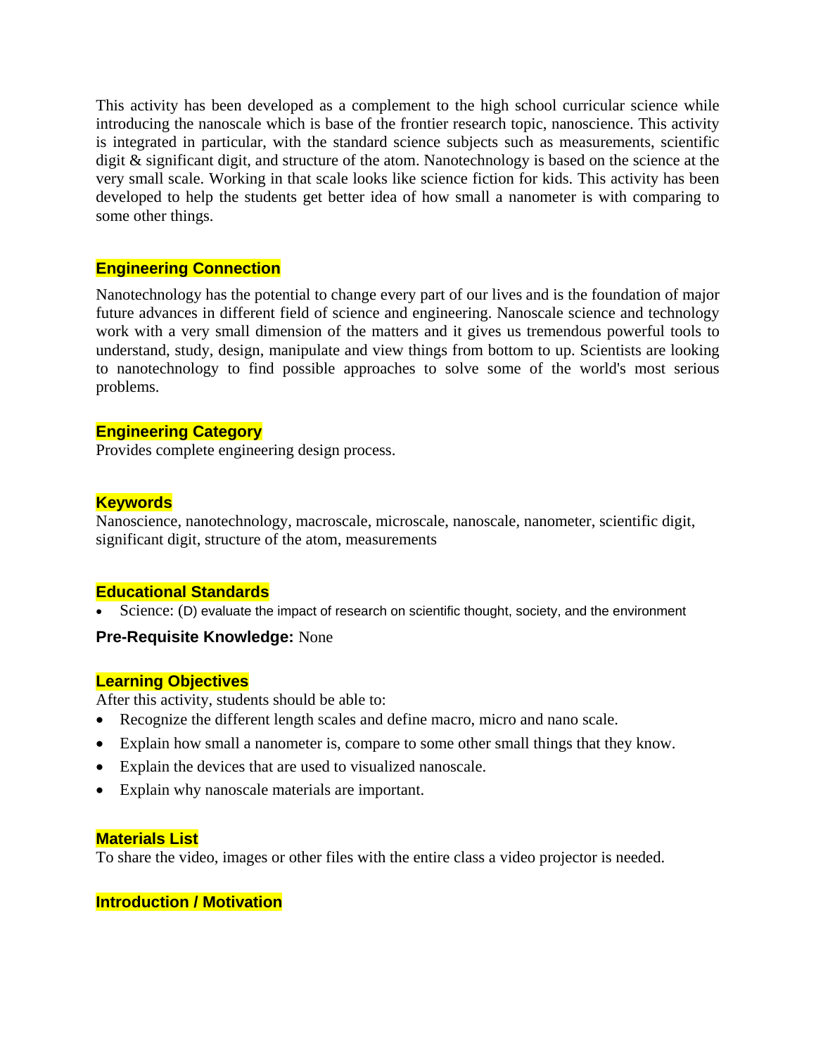This activity has been developed as a complement to the high school curricular science while introducing the nanoscale which is base of the frontier research topic, nanoscience. This activity is integrated in particular, with the standard science subjects such as measurements, scientific digit & significant digit, and structure of the atom. Nanotechnology is based on the science at the very small scale. Working in that scale looks like science fiction for kids. This activity has been developed to help the students get better idea of how small a nanometer is with comparing to some other things.

## Engineering Connection

Nanotechnology has the potential to change every part of our lives and is the foundation of major future advances in different field of science and engineering. Nanoscale science and technology work with a very small dimension of the matters and it gives us tremendous powerful tools to understand, study, design, manipulate and view things from bottom to up. Scientists are looking to nanotechnology to find possible approaches to solve some of the world's most serious problems.

## Engineering Category

Provides complete engineering design process.

## Keywords

Nanoscience, nanotechnology, macroscale, microscale, nanoscale, nanometer, scientific digit, significant digit, structure of the atom, measurements

## Educational Standards

- Science: (D) evaluate the impact of research on scientific thought, society, and the environment

**Pre-Requisite Knowledge:** None

## Learning Objectives

After this activity, students should be able to:

- Recognize the different length scales and define macro, micro and nano scale.
- Explain how small a nanometer is, compare to some other small things that they know.
- Explain the devices that are used to visualized nanoscale.
- Explain why nanoscale materials are important.

## Materials List

To share the video, images or other files with the entire class a video projector is needed.

## Introduction / Motivation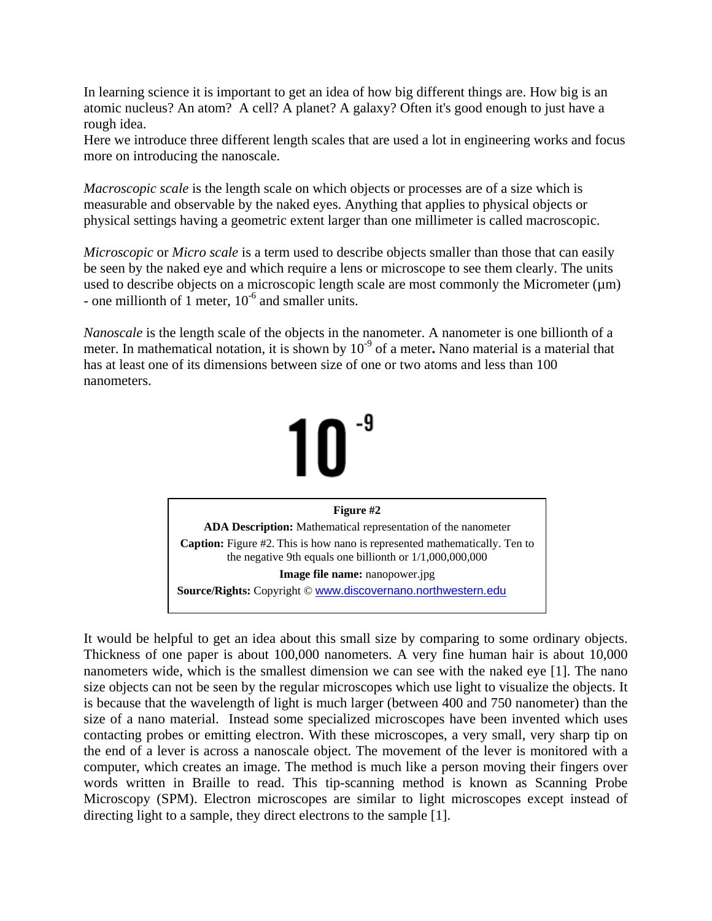In learning science it is important to get an idea of how big different things are. How big is an atomic nucleus? An atom? A cell? A planet? A galaxy? Often it's good enough to just have a rough idea.

Here we introduce three different length scales that are used a lot in engineering works and focus more on introducing the nanoscale.

*Macroscopic scale* is the length scale on which objects or processes are of a size which is measurable and observable by the naked eyes. Anything that applies to physical objects or physical settings having a geometric extent larger than one millimeter is called macroscopic.

*Microscopic* or *Micro scale* is a term used to describe objects smaller than those that can easily be seen by the naked eye and which require a lens or microscope to see them clearly. The units used to describe objects on a microscopic length scale are most commonly the Micrometer (µm) - one millionth of 1 meter, $10^{-6}$ and smaller units.

*Nanoscale* is the length scale of the objects in the nanometer. A nanometer is one billionth of a meter. In mathematical notation, it is shown by $10^{-9}$ of a meter**.** Nano material is a material that has at least one of its dimensions between size of one or two atoms and less than 100 nanometers.

$$10^{-9}$$

**Figure #2**

**ADA Description:** Mathematical representation of the nanometer

**Caption:** Figure #2. This is how nano is represented mathematically. Ten to the negative 9th equals one billionth or 1/1,000,000,000

**Image file name:** nanopower.jpg

**Source/Rights:** Copyright © www.discovernano.northwestern.edu

It would be helpful to get an idea about this small size by comparing to some ordinary objects. Thickness of one paper is about 100,000 nanometers. A very fine human hair is about 10,000 nanometers wide, which is the smallest dimension we can see with the naked eye [1]. The nano size objects can not be seen by the regular microscopes which use light to visualize the objects. It is because that the wavelength of light is much larger (between 400 and 750 nanometer) than the size of a nano material. Instead some specialized microscopes have been invented which uses contacting probes or emitting electron. With these microscopes, a very small, very sharp tip on the end of a lever is across a nanoscale object. The movement of the lever is monitored with a computer, which creates an image. The method is much like a person moving their fingers over words written in Braille to read. This tip-scanning method is known as Scanning Probe Microscopy (SPM). Electron microscopes are similar to light microscopes except instead of directing light to a sample, they direct electrons to the sample [1].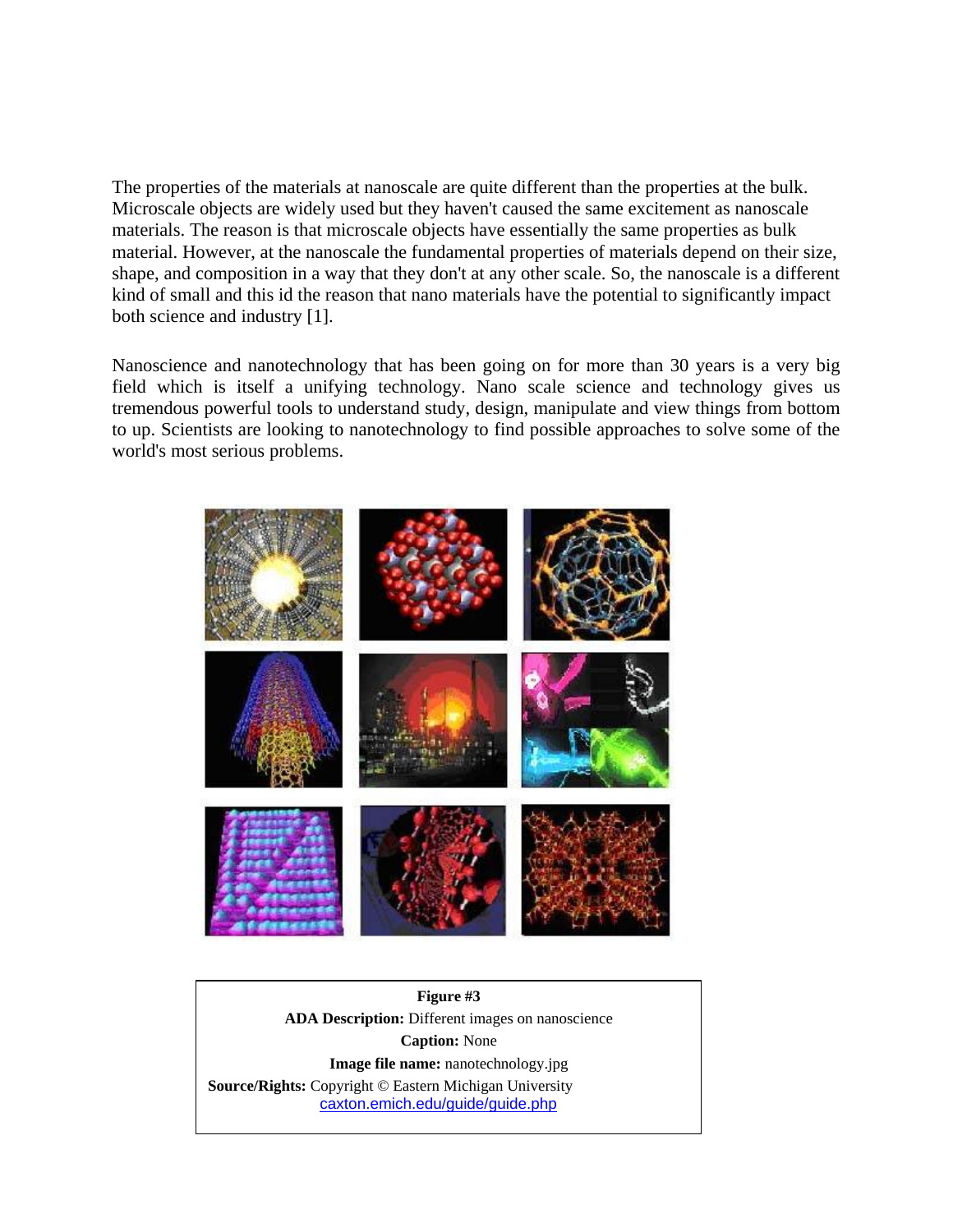The properties of the materials at nanoscale are quite different than the properties at the bulk. Microscale objects are widely used but they haven't caused the same excitement as nanoscale materials. The reason is that microscale objects have essentially the same properties as bulk material. However, at the nanoscale the fundamental properties of materials depend on their size, shape, and composition in a way that they don't at any other scale. So, the nanoscale is a different kind of small and this id the reason that nano materials have the potential to significantly impact both science and industry [1].

Nanoscience and nanotechnology that has been going on for more than 30 years is a very big field which is itself a unifying technology. Nano scale science and technology gives us tremendous powerful tools to understand study, design, manipulate and view things from bottom to up. Scientists are looking to nanotechnology to find possible approaches to solve some of the world's most serious problems.

**Figure #3**

**ADA Description:** Different images on nanoscience

**Caption:** None

**Image file name:** nanotechnology.jpg

**Source/Rights:** Copyright © Eastern Michigan University
caxton.emich.edu/guide/guide.php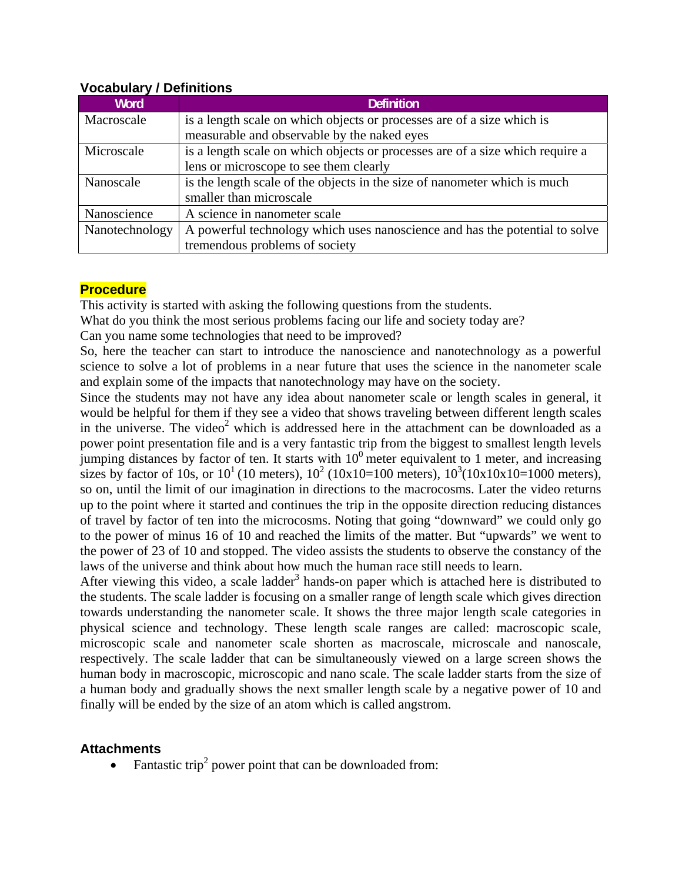### Vocabulary / Definitions

| Word | Definition |
|---|---|
| Macroscale | is a length scale on which objects or processes are of a size which is measurable and observable by the naked eyes |
| Microscale | is a length scale on which objects or processes are of a size which require a lens or microscope to see them clearly |
| Nanoscale | is the length scale of the objects in the size of nanometer which is much smaller than microscale |
| Nanoscience | A science in nanometer scale |
| Nanotechnology | A powerful technology which uses nanoscience and has the potential to solve tremendous problems of society |

### Procedure

This activity is started with asking the following questions from the students.

What do you think the most serious problems facing our life and society today are?

Can you name some technologies that need to be improved?

So, here the teacher can start to introduce the nanoscience and nanotechnology as a powerful science to solve a lot of problems in a near future that uses the science in the nanometer scale and explain some of the impacts that nanotechnology may have on the society.

Since the students may not have any idea about nanometer scale or length scales in general, it would be helpful for them if they see a video that shows traveling between different length scales in the universe. The video[2] which is addressed here in the attachment can be downloaded as a power point presentation file and is a very fantastic trip from the biggest to smallest length levels jumping distances by factor of ten. It starts with $10^0$ meter equivalent to 1 meter, and increasing sizes by factor of 10s, or $10^1$ (10 meters), $10^2$ (10x10=100 meters), $10^3$(10x10x10=1000 meters), so on, until the limit of our imagination in directions to the macrocosms. Later the video returns up to the point where it started and continues the trip in the opposite direction reducing distances of travel by factor of ten into the microcosms. Noting that going "downward" we could only go to the power of minus 16 of 10 and reached the limits of the matter. But "upwards" we went to the power of 23 of 10 and stopped. The video assists the students to observe the constancy of the laws of the universe and think about how much the human race still needs to learn.

After viewing this video, a scale ladder[3] hands-on paper which is attached here is distributed to the students. The scale ladder is focusing on a smaller range of length scale which gives direction towards understanding the nanometer scale. It shows the three major length scale categories in physical science and technology. These length scale ranges are called: macroscopic scale, microscopic scale and nanometer scale shorten as macroscale, microscale and nanoscale, respectively. The scale ladder that can be simultaneously viewed on a large screen shows the human body in macroscopic, microscopic and nano scale. The scale ladder starts from the size of a human body and gradually shows the next smaller length scale by a negative power of 10 and finally will be ended by the size of an atom which is called angstrom.

### Attachments

- Fantastic trip[2] power point that can be downloaded from: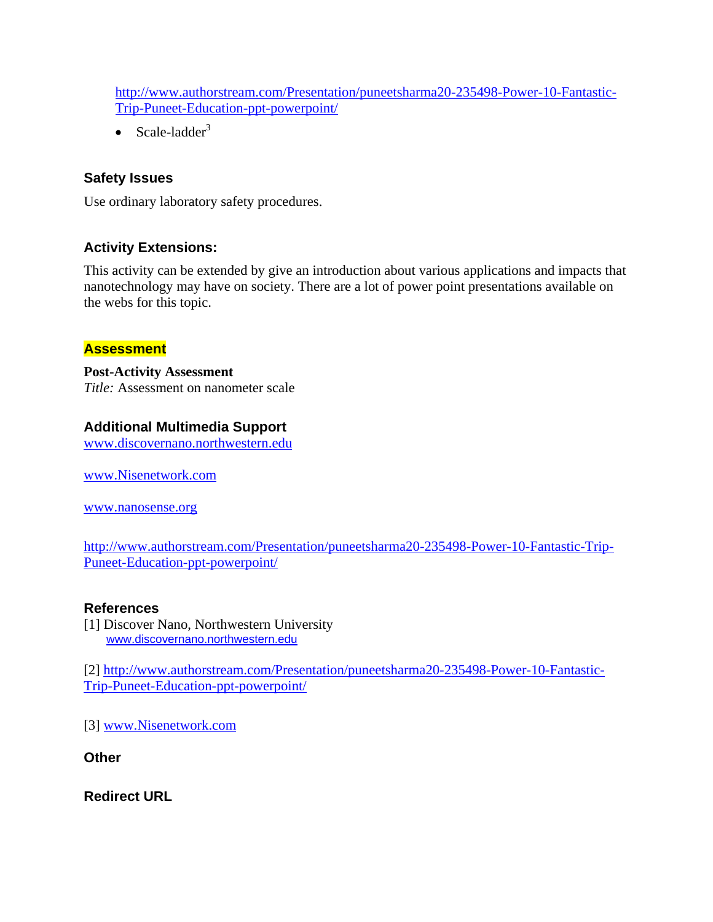http://www.authorstream.com/Presentation/puneetsharma20-235498-Power-10-Fantastic-Trip-Puneet-Education-ppt-powerpoint/

- Scale-ladder[3]

### Safety Issues

Use ordinary laboratory safety procedures.

### Activity Extensions:

This activity can be extended by give an introduction about various applications and impacts that nanotechnology may have on society. There are a lot of power point presentations available on the webs for this topic.

### Assessment

**Post-Activity Assessment**
*Title:* Assessment on nanometer scale

### Additional Multimedia Support

www.discovernano.northwestern.edu

www.Nisenetwork.com

www.nanosense.org

http://www.authorstream.com/Presentation/puneetsharma20-235498-Power-10-Fantastic-Trip-Puneet-Education-ppt-powerpoint/

### References

[1] Discover Nano, Northwestern University
www.discovernano.northwestern.edu

[2] http://www.authorstream.com/Presentation/puneetsharma20-235498-Power-10-Fantastic-Trip-Puneet-Education-ppt-powerpoint/

[3] www.Nisenetwork.com

### Other

### Redirect URL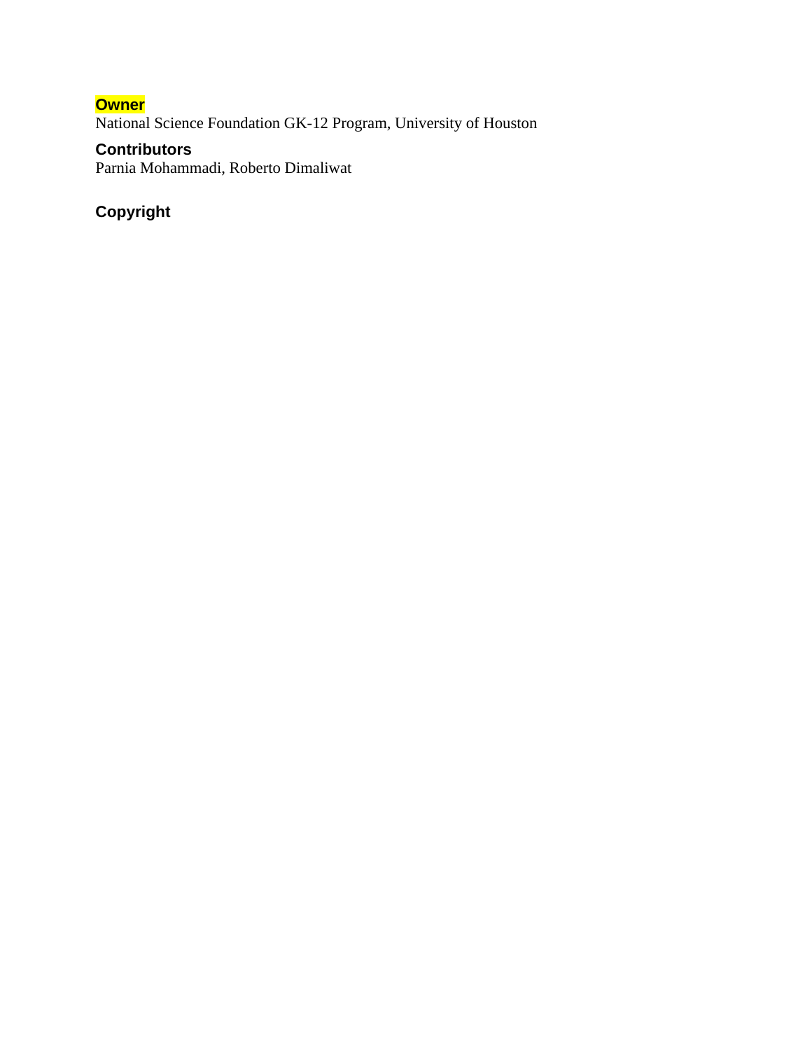**Owner**

National Science Foundation GK-12 Program, University of Houston

**Contributors**

Parnia Mohammadi, Roberto Dimaliwat

**Copyright**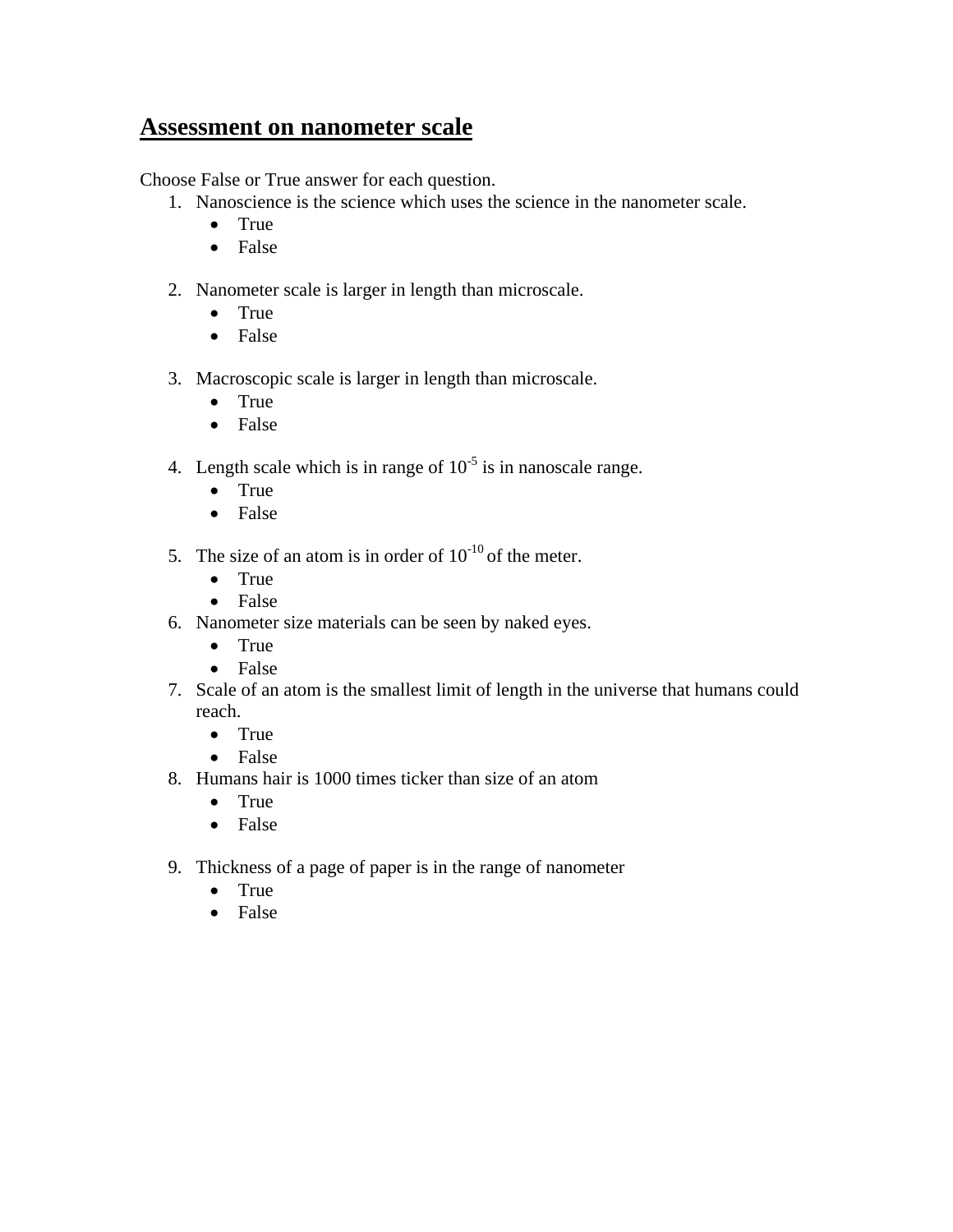## Assessment on nanometer scale

Choose False or True answer for each question.

1. Nanoscience is the science which uses the science in the nanometer scale.
   - True
   - False

2. Nanometer scale is larger in length than microscale.
   - True
   - False

3. Macroscopic scale is larger in length than microscale.
   - True
   - False

4. Length scale which is in range of $10^{-5}$ is in nanoscale range.
   - True
   - False

5. The size of an atom is in order of $10^{-10}$ of the meter.
   - True
   - False

6. Nanometer size materials can be seen by naked eyes.
   - True
   - False

7. Scale of an atom is the smallest limit of length in the universe that humans could reach.
   - True
   - False

8. Humans hair is 1000 times ticker than size of an atom
   - True
   - False

9. Thickness of a page of paper is in the range of nanometer
   - True
   - False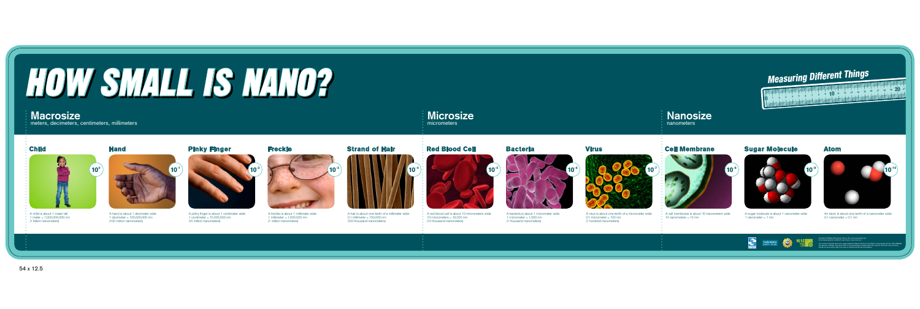# HOW SMALL IS NANO?

*Measuring Different Things*

## Macrosize

meters, decimeters, centimeters, millimeters

### Child

$10^0$

A child is about 1 meter tall
1 meter = 1,000,000,000 nm
(1 billion nanometers)

### Hand

$10^{-1}$

A hand is about 1 decimeter wide
1 decimeter = 100,000,000 nm
(100 million nanometers)

### Pinky Finger

$10^{-2}$

A pinky finger is about 1 centimeter wide
1 centimeter = 10,000,000 nm
(10 million nanometers)

### Freckle

$10^{-3}$

A freckle is about 1 millimeter wide
1 millimeter = 1,000,000 nm
(1 million nanometers)

### Strand of Hair

$10^{-4}$

A hair is about one tenth of a millimeter wide
0.1 millimeter = 100,000 nm
(100 thousand nanometers)

## Microsize

micrometers

### Red Blood Cell

$10^{-5}$

A red blood cell is about 10 micrometers wide
10 micrometers = 10,000 nm
(10 thousand nanometers)

### Bacteria

$10^{-6}$

A bacteria is about 1 micrometer wide
1 micrometer = 1,000 nm
(1 thousand nanometers)

### Virus

$10^{-7}$

A virus is about one tenth of a micrometer wide
0.1 micrometer = 100 nm
(1 hundred nanometers)

## Nanosize

nanometers

### Cell Membrane

$10^{-8}$

A cell membrane is about 10 nanometers wide
10 nanometers = 10 nm

### Sugar Molecule

$10^{-9}$

A sugar molecule is about 1 nanometer wide
1 nanometer = 1 nm

### Atom

$10^{-10}$

An atom is about one tenth of a nanometer wide
0.1 nanometer = 0.1 nm

54 x 12.5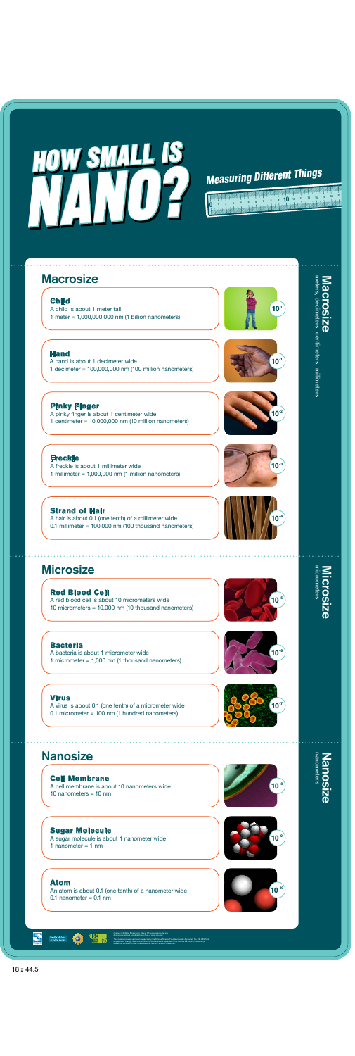# HOW SMALL IS NANO?

*Measuring Different Things*

## Macrosize

**Child**
A child is about 1 meter tall
1 meter = 1,000,000,000 nm (1 billion nanometers)

$10^0$

**Hand**
A hand is about 1 decimeter wide
1 decimeter = 100,000,000 nm (100 million nanometers)

$10^{-1}$

**Pinky Finger**
A pinky finger is about 1 centimeter wide
1 centimeter = 10,000,000 nm (10 million nanometers)

$10^{-2}$

**Freckle**
A freckle is about 1 millimeter wide
1 millimeter = 1,000,000 nm (1 million nanometers)

$10^{-3}$

**Strand of Hair**
A hair is about 0.1 (one tenth) of a millimeter wide
0.1 millimeter = 100,000 nm (100 thousand nanometers)

$10^{-4}$

**Macrosize**
meters, decimeters, centimeters, millimeters

## Microsize

**Red Blood Cell**
A red blood cell is about 10 micrometers wide
10 micrometers = 10,000 nm (10 thousand nanometers)

$10^{-5}$

**Bacteria**
A bacteria is about 1 micrometer wide
1 micrometer = 1,000 nm (1 thousand nanometers)

$10^{-6}$

**Virus**
A virus is about 0.1 (one tenth) of a micrometer wide
0.1 micrometer = 100 nm (1 hundred nanometers)

$10^{-7}$

**Microsize**
micrometers

## Nanosize

**Cell Membrane**
A cell membrane is about 10 nanometers wide
10 nanometers = 10 nm

$10^{-8}$

**Sugar Molecule**
A sugar molecule is about 1 nanometer wide
1 nanometer = 1 nm

$10^{-9}$

**Atom**
An atom is about 0.1 (one tenth) of a nanometer wide
0.1 nanometer = 0.1 nm

$10^{-10}$

**Nanosize**
nanometers

18 x 44.5